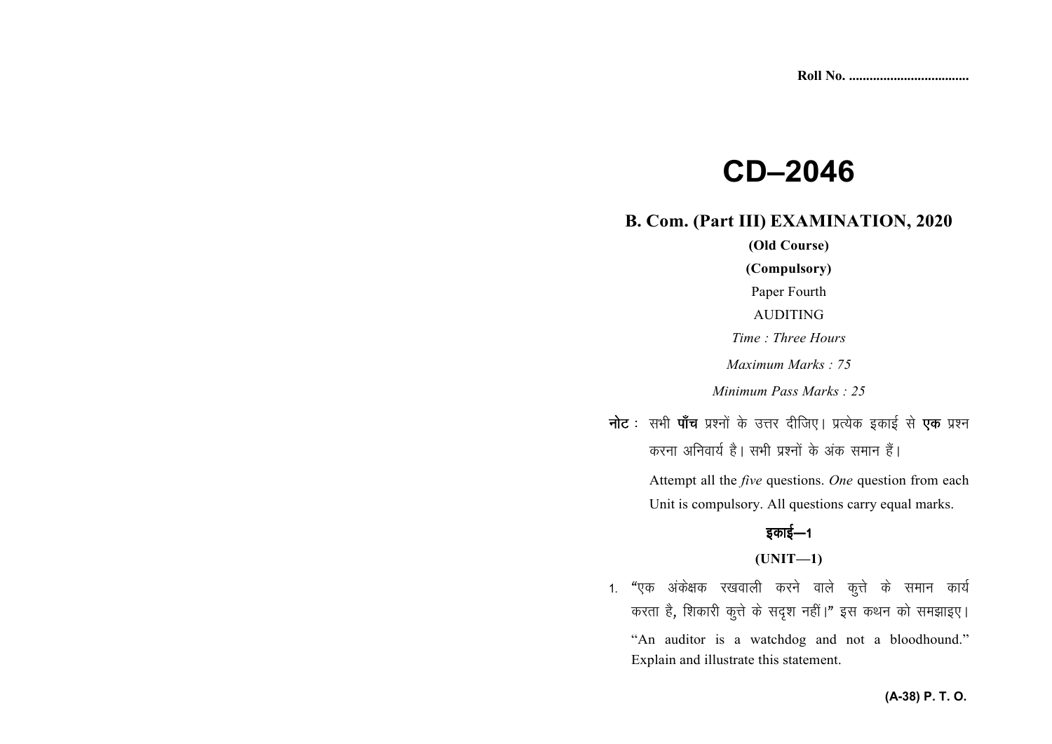Roll No. ..................................

# CD–2046

## B. Com. (Part III) EXAMINATION, 2020

**(Old Course)**

**(Compulsory)**

Paper Fourth

AUDITING

*Time : Three Hours*

*Maximum Marks : 75*

*Minimum Pass Marks : 25*

**नोट :** सभी **पाँच** प्रश्नों के उत्तर दीजिए। प्रत्येक इकाई से **एक** प्रश्न करना अनिवार्य है। सभी प्रश्नों के अंक समान हैं।

Attempt all the *five* questions. *One* question from each Unit is compulsory. All questions carry equal marks.

**इकाई—1**

**(UNIT—1)**

1. "एक अंकेक्षक रखवाली करने वाले कुत्ते के समान कार्य करता है, शिकारी कुत्ते के सदृश नहीं।" इस कथन को समझाइए।

   "An auditor is a watchdog and not a bloodhound." Explain and illustrate this statement.

**(A-38) P. T. O.**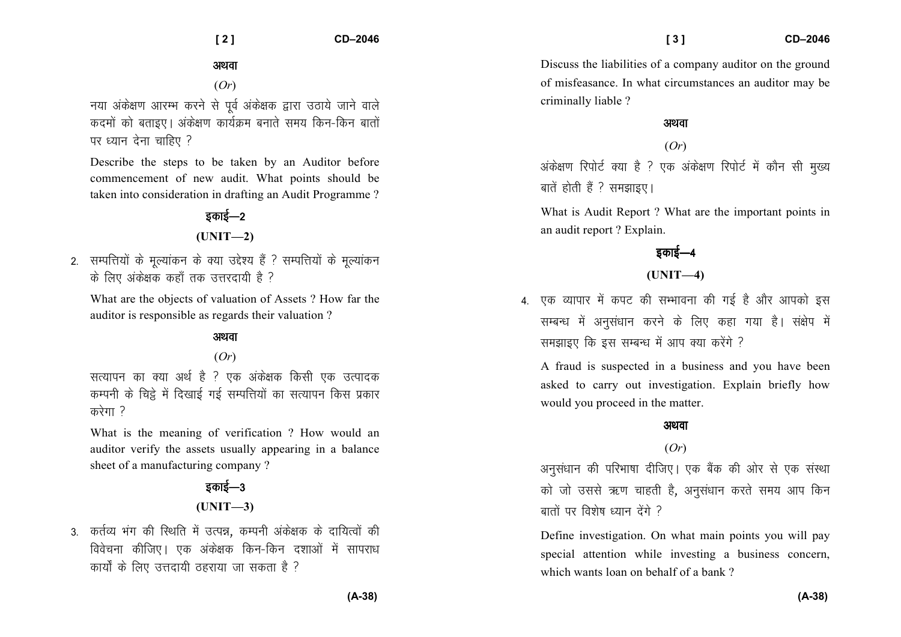अथवा

(*Or*)

नया अंकेक्षण आरम्भ करने से पूर्व अंकेक्षक द्वारा उठाये जाने वाले कदमों को बताइए। अंकेक्षण कार्यक्रम बनाते समय किन-किन बातों पर ध्यान देना चाहिए ?

Describe the steps to be taken by an Auditor before commencement of new audit. What points should be taken into consideration in drafting an Audit Programme ?

## इकाई—2

## (UNIT—2)

2. सम्पत्तियों के मूल्यांकन के क्या उद्देश्य हैं ? सम्पत्तियों के मूल्यांकन के लिए अंकेक्षक कहाँ तक उत्तरदायी है ?

   What are the objects of valuation of Assets ? How far the auditor is responsible as regards their valuation ?

अथवा

(*Or*)

सत्यापन का क्या अर्थ है ? एक अंकेक्षक किसी एक उत्पादक कम्पनी के चिट्ठे में दिखाई गई सम्पत्तियों का सत्यापन किस प्रकार करेगा ?

What is the meaning of verification ? How would an auditor verify the assets usually appearing in a balance sheet of a manufacturing company ?

## इकाई—3

## (UNIT—3)

3. कर्तव्य भंग की स्थिति में उत्पन्न, कम्पनी अंकेक्षक के दायित्वों की विवेचना कीजिए। एक अंकेक्षक किन-किन दशाओं में सापराध कार्यों के लिए उत्तदायी ठहराया जा सकता है ?

   Discuss the liabilities of a company auditor on the ground of misfeasance. In what circumstances an auditor may be criminally liable ?

अथवा

(*Or*)

अंकेक्षण रिपोर्ट क्या है ? एक अंकेक्षण रिपोर्ट में कौन सी मुख्य बातें होती हैं ? समझाइए।

What is Audit Report ? What are the important points in an audit report ? Explain.

## इकाई—4

## (UNIT—4)

4. एक व्यापार में कपट की सम्भावना की गई है और आपको इस सम्बन्ध में अनुसंधान करने के लिए कहा गया है। संक्षेप में समझाइए कि इस सम्बन्ध में आप क्या करेंगे ?

   A fraud is suspected in a business and you have been asked to carry out investigation. Explain briefly how would you proceed in the matter.

अथवा

(*Or*)

अनुसंधान की परिभाषा दीजिए। एक बैंक की ओर से एक संस्था को जो उससे ऋण चाहती है, अनुसंधान करते समय आप किन बातों पर विशेष ध्यान देंगे ?

Define investigation. On what main points you will pay special attention while investing a business concern, which wants loan on behalf of a bank ?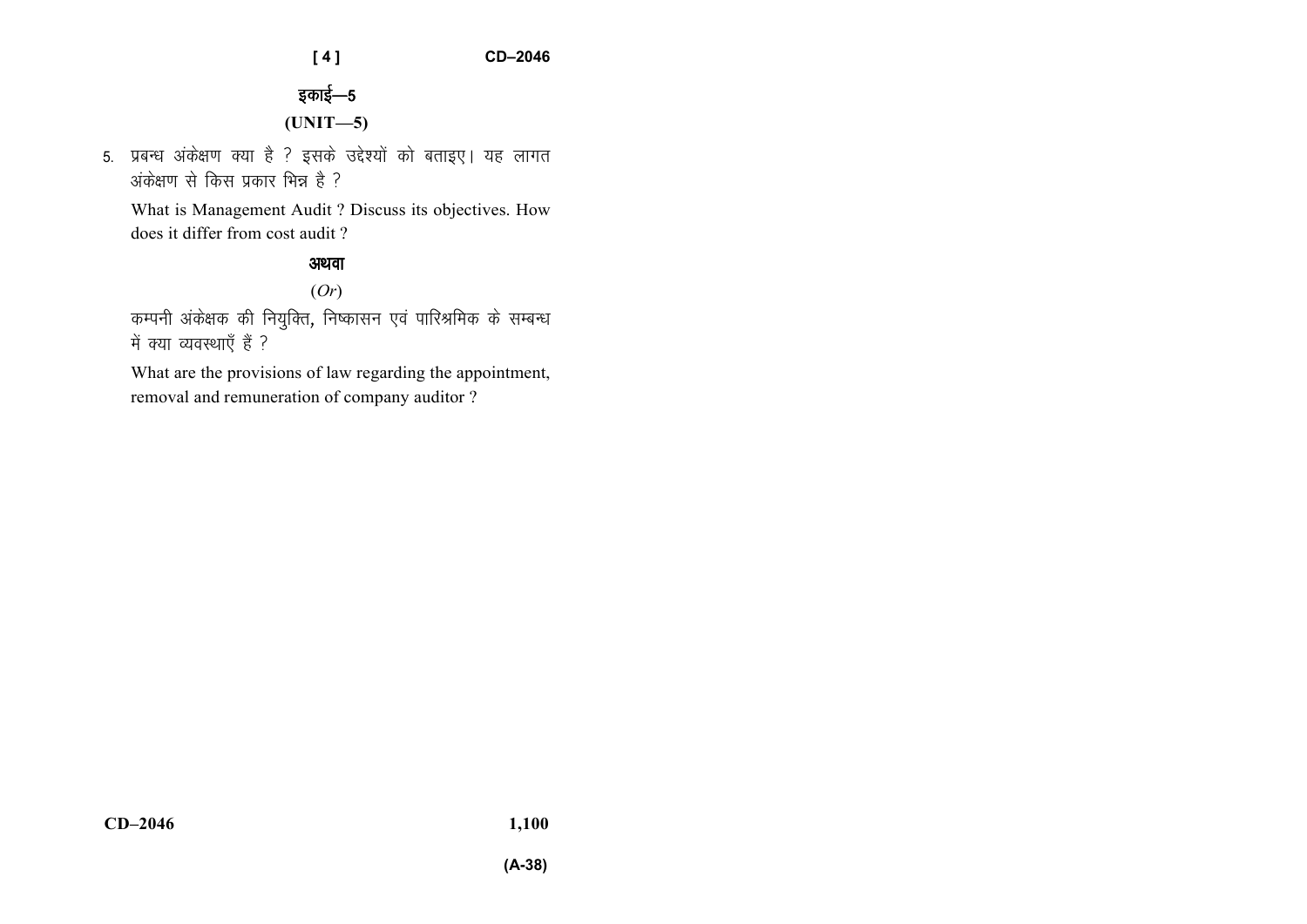## इकाई—5

## (UNIT—5)

5. प्रबन्ध अंकेक्षण क्या है ? इसके उद्देश्यों को बताइए। यह लागत अंकेक्षण से किस प्रकार भिन्न है ?

   What is Management Audit ? Discuss its objectives. How does it differ from cost audit ?

   **अथवा**

   (*Or*)

   कम्पनी अंकेक्षक की नियुक्ति, निष्कासन एवं पारिश्रमिक के सम्बन्ध में क्या व्यवस्थाएँ हैं ?

   What are the provisions of law regarding the appointment, removal and remuneration of company auditor ?

CD–2046 1,100

(A-38)